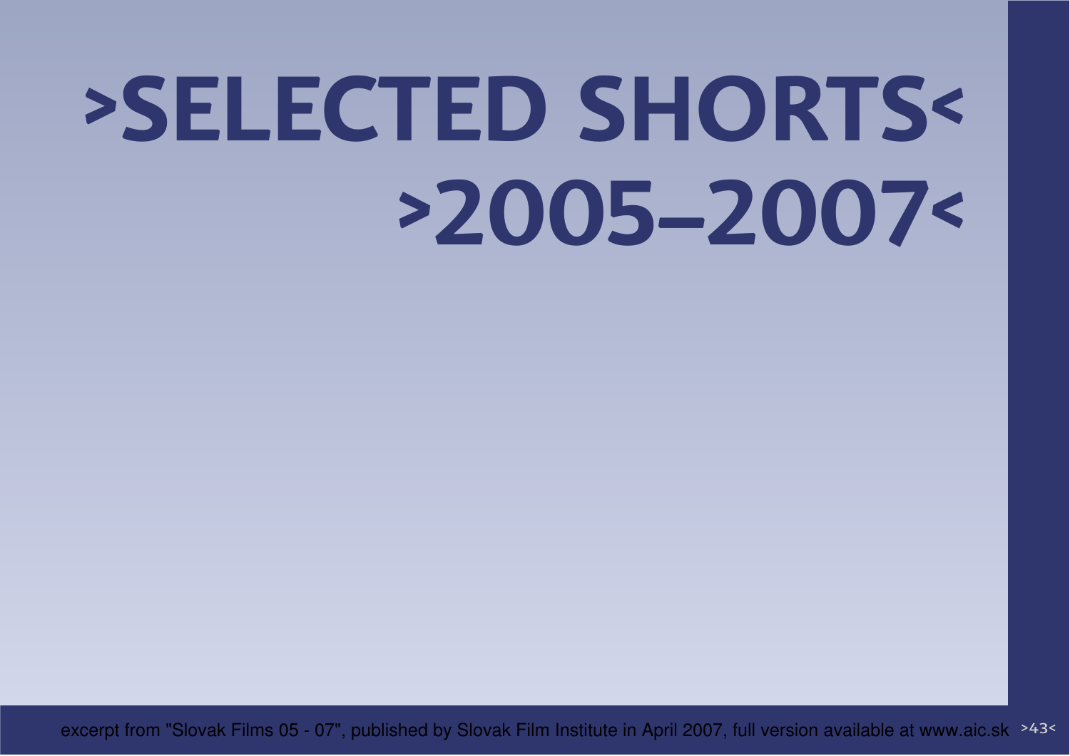# >SELECTED SHORTS<
# >2005–2007<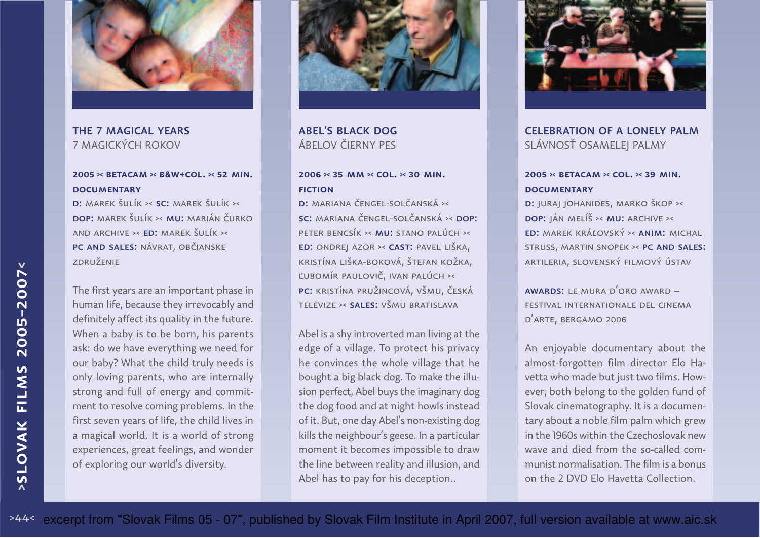## THE 7 MAGICAL YEARS
7 MAGICKÝCH ROKOV

**2005 >< BETACAM >< B&W+COL. >< 52 MIN.**
**DOCUMENTARY**

**D:** MAREK ŠULÍK >< **SC:** MAREK ŠULÍK >< **DOP:** MAREK ŠULÍK >< **MU:** MARIÁN ČURKO AND ARCHIVE >< **ED:** MAREK ŠULÍK >< **PC AND SALES:** NÁVRAT, OBČIANSKE ZDRUŽENIE

The first years are an important phase in human life, because they irrevocably and definitely affect its quality in the future. When a baby is to be born, his parents ask: do we have everything we need for our baby? What the child truly needs is only loving parents, who are internally strong and full of energy and commitment to resolve coming problems. In the first seven years of life, the child lives in a magical world. It is a world of strong experiences, great feelings, and wonder of exploring our world's diversity.

## ABEL'S BLACK DOG
ÁBELOV ČIERNY PES

**2006 >< 35 MM >< COL. >< 30 MIN.**
**FICTION**

**D:** MARIANA ČENGEL-SOLČANSKÁ >< **SC:** MARIANA ČENGEL-SOLČANSKÁ >< **DOP:** PETER BENCSÍK >< **MU:** STANO PALÚCH >< **ED:** ONDREJ AZOR >< **CAST:** PAVEL LIŠKA, KRISTÍNA LIŠKA-BOKOVÁ, ŠTEFAN KOŽKA, ĽUBOMÍR PAULOVIČ, IVAN PALÚCH >< **PC:** KRISTÍNA PRUŽINCOVÁ, VŠMU, ČESKÁ TELEVIZE >< **SALES:** VŠMU BRATISLAVA

Abel is a shy introverted man living at the edge of a village. To protect his privacy he convinces the whole village that he bought a big black dog. To make the illusion perfect, Abel buys the imaginary dog the dog food and at night howls instead of it. But, one day Abel's non-existing dog kills the neighbour's geese. In a particular moment it becomes impossible to draw the line between reality and illusion, and Abel has to pay for his deception..

## CELEBRATION OF A LONELY PALM
SLÁVNOSŤ OSAMELEJ PALMY

**2005 >< BETACAM >< COL. >< 39 MIN.**
**DOCUMENTARY**

**D:** JURAJ JOHANIDES, MARKO ŠKOP >< **DOP:** JÁN MELÍŠ >< **MU:** ARCHIVE >< **ED:** MAREK KRÁĽOVSKÝ >< **ANIM:** MICHAL STRUSS, MARTIN SNOPEK >< **PC AND SALES:** ARTILERIA, SLOVENSKÝ FILMOVÝ ÚSTAV

**AWARDS:** LE MURA D'ORO AWARD – FESTIVAL INTERNATIONALE DEL CINEMA D'ARTE, BERGAMO 2006

An enjoyable documentary about the almost-forgotten film director Elo Havetta who made but just two films. However, both belong to the golden fund of Slovak cinematography. It is a documentary about a noble film palm which grew in the 1960s within the Czechoslovak new wave and died from the so-called communist normalisation. The film is a bonus on the 2 DVD Elo Havetta Collection.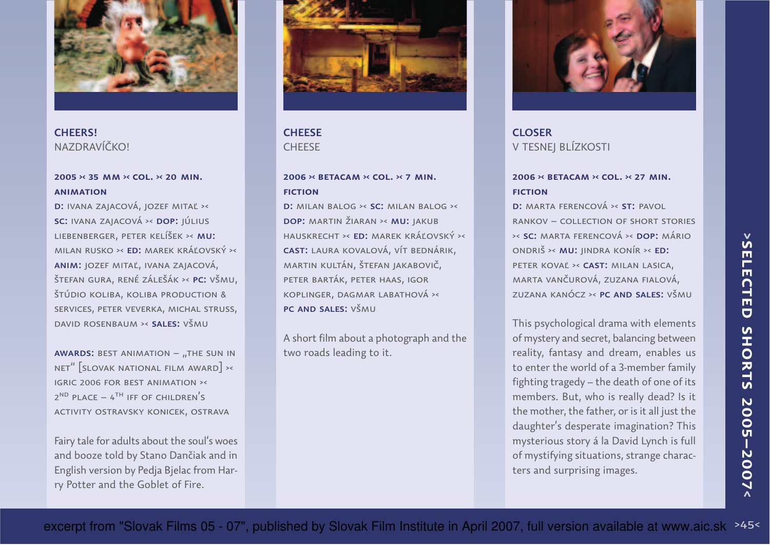## CHEERS!
NAZDRAVÍČKO!

**2005 >< 35 MM >< COL. >< 20 MIN.**
**ANIMATION**

**D:** IVANA ZAJACOVÁ, JOZEF MITAĽ >< **SC:** IVANA ZAJACOVÁ >< **DOP:** JÚLIUS LIEBENBERGER, PETER KELÍŠEK >< **MU:** MILAN RUSKO >< **ED:** MAREK KRÁĽOVSKÝ >< **ANIM:** JOZEF MITAĽ, IVANA ZAJACOVÁ, ŠTEFAN GURA, RENÉ ZÁLEŠÁK >< **PC:** VŠMU, ŠTÚDIO KOLIBA, KOLIBA PRODUCTION & SERVICES, PETER VEVERKA, MICHAL STRUSS, DAVID ROSENBAUM >< **SALES:** VŠMU

**AWARDS:** BEST ANIMATION – „THE SUN IN NET" [SLOVAK NATIONAL FILM AWARD] >< IGRIC 2006 FOR BEST ANIMATION >< 2ND PLACE – 4TH IFF OF CHILDREN'S ACTIVITY OSTRAVSKY KONICEK, OSTRAVA

Fairy tale for adults about the soul's woes and booze told by Stano Dančiak and in English version by Pedja Bjelac from Harry Potter and the Goblet of Fire.

## CHEESE
CHEESE

**2006 >< BETACAM >< COL. >< 7 MIN.**
**FICTION**

**D:** MILAN BALOG >< **SC:** MILAN BALOG >< **DOP:** MARTIN ŽIARAN >< **MU:** JAKUB HAUSKRECHT >< **ED:** MAREK KRÁĽOVSKÝ >< **CAST:** LAURA KOVALOVÁ, VÍT BEDNÁRIK, MARTIN KULTÁN, ŠTEFAN JAKABOVIČ, PETER BARTÁK, PETER HAAS, IGOR KOPLINGER, DAGMAR LABATHOVÁ >< **PC AND SALES:** VŠMU

A short film about a photograph and the two roads leading to it.

## CLOSER
V TESNEJ BLÍZKOSTI

**2006 >< BETACAM >< COL. >< 27 MIN.**
**FICTION**

**D:** MARTA FERENCOVÁ >< **ST:** PAVOL RANKOV – COLLECTION OF SHORT STORIES >< **SC:** MARTA FERENCOVÁ >< **DOP:** MÁRIO ONDRIŠ >< **MU:** JINDRA KONÍR >< **ED:** PETER KOVAĽ >< **CAST:** MILAN LASICA, MARTA VANČUROVÁ, ZUZANA FIALOVÁ, ZUZANA KANÓCZ >< **PC AND SALES:** VŠMU

This psychological drama with elements of mystery and secret, balancing between reality, fantasy and dream, enables us to enter the world of a 3-member family fighting tragedy – the death of one of its members. But, who is really dead? Is it the mother, the father, or is it all just the daughter's desperate imagination? This mysterious story á la David Lynch is full of mystifying situations, strange characters and surprising images.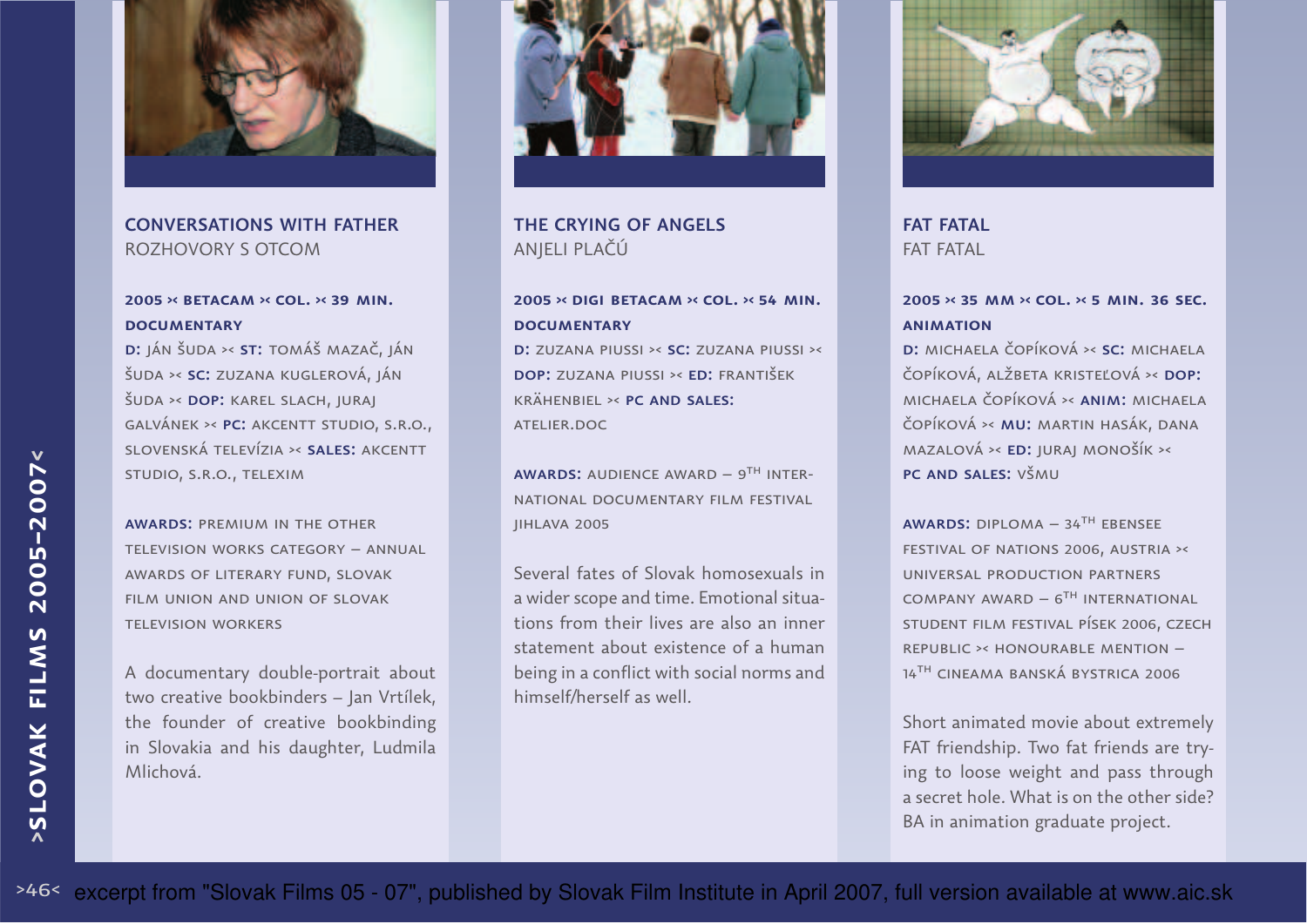## CONVERSATIONS WITH FATHER
ROZHOVORY S OTCOM

**2005 >< BETACAM >< COL. >< 39 MIN.**
**DOCUMENTARY**

**D:** JÁN ŠUDA >< **ST:** TOMÁŠ MAZAČ, JÁN ŠUDA >< **SC:** ZUZANA KUGLEROVÁ, JÁN ŠUDA >< **DOP:** KAREL SLACH, JURAJ GALVÁNEK >< **PC:** AKCENTT STUDIO, S.R.O., SLOVENSKÁ TELEVÍZIA >< **SALES:** AKCENTT STUDIO, S.R.O., TELEXIM

**AWARDS:** PREMIUM IN THE OTHER TELEVISION WORKS CATEGORY – ANNUAL AWARDS OF LITERARY FUND, SLOVAK FILM UNION AND UNION OF SLOVAK TELEVISION WORKERS

A documentary double-portrait about two creative bookbinders – Jan Vrtílek, the founder of creative bookbinding in Slovakia and his daughter, Ludmila Mlichová.

## THE CRYING OF ANGELS
ANJELI PLAČÚ

**2005 >< DIGI BETACAM >< COL. >< 54 MIN.**
**DOCUMENTARY**

**D:** ZUZANA PIUSSI >< **SC:** ZUZANA PIUSSI >< **DOP:** ZUZANA PIUSSI >< **ED:** FRANTIŠEK KRÄHENBIEL >< **PC AND SALES:** ATELIER.DOC

**AWARDS:** AUDIENCE AWARD – 9TH INTERNATIONAL DOCUMENTARY FILM FESTIVAL JIHLAVA 2005

Several fates of Slovak homosexuals in a wider scope and time. Emotional situations from their lives are also an inner statement about existence of a human being in a conflict with social norms and himself/herself as well.

## FAT FATAL
FAT FATAL

**2005 >< 35 MM >< COL. >< 5 MIN. 36 SEC.**
**ANIMATION**

**D:** MICHAELA ČOPÍKOVÁ >< **SC:** MICHAELA ČOPÍKOVÁ, ALŽBETA KRISTEĽOVÁ >< **DOP:** MICHAELA ČOPÍKOVÁ >< **ANIM:** MICHAELA ČOPÍKOVÁ >< **MU:** MARTIN HASÁK, DANA MAZALOVÁ >< **ED:** JURAJ MONOŠÍK >< **PC AND SALES:** VŠMU

**AWARDS:** DIPLOMA – 34TH EBENSEE FESTIVAL OF NATIONS 2006, AUSTRIA >< UNIVERSAL PRODUCTION PARTNERS COMPANY AWARD – 6TH INTERNATIONAL STUDENT FILM FESTIVAL PÍSEK 2006, CZECH REPUBLIC >< HONOURABLE MENTION – 14TH CINEAMA BANSKÁ BYSTRICA 2006

Short animated movie about extremely FAT friendship. Two fat friends are trying to loose weight and pass through a secret hole. What is on the other side? BA in animation graduate project.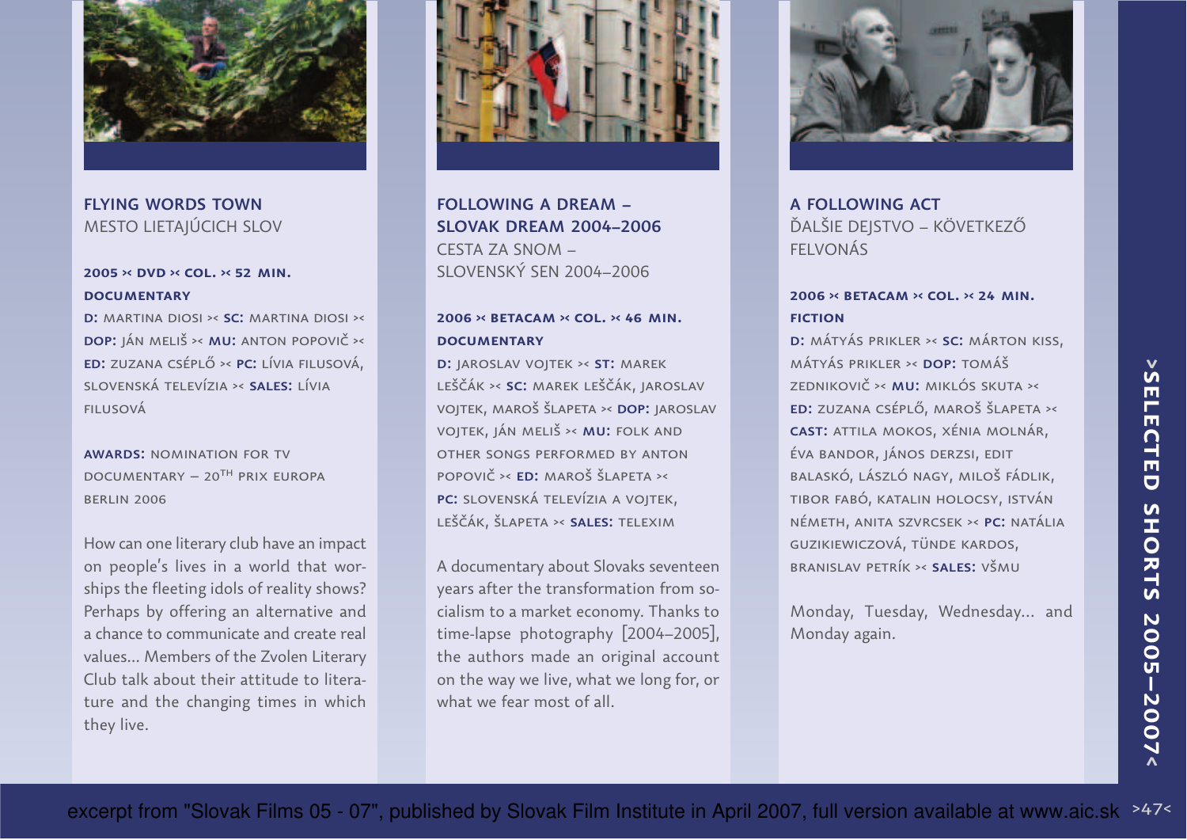## FLYING WORDS TOWN
MESTO LIETAJÚCICH SLOV

**2005 >< DVD >< COL. >< 52 MIN.**
**DOCUMENTARY**

**D:** MARTINA DIOSI >< **SC:** MARTINA DIOSI >< **DOP:** JÁN MELIŠ >< **MU:** ANTON POPOVIČ >< **ED:** ZUZANA CSÉPLŐ >< **PC:** LÍVIA FILUSOVÁ, SLOVENSKÁ TELEVÍZIA >< **SALES:** LÍVIA FILUSOVÁ

**AWARDS:** NOMINATION FOR TV DOCUMENTARY – 20TH PRIX EUROPA BERLIN 2006

How can one literary club have an impact on people's lives in a world that worships the fleeting idols of reality shows? Perhaps by offering an alternative and a chance to communicate and create real values… Members of the Zvolen Literary Club talk about their attitude to literature and the changing times in which they live.

## FOLLOWING A DREAM – SLOVAK DREAM 2004–2006
CESTA ZA SNOM – SLOVENSKÝ SEN 2004–2006

**2006 >< BETACAM >< COL. >< 46 MIN.**
**DOCUMENTARY**

**D:** JAROSLAV VOJTEK >< **ST:** MAREK LEŠČÁK >< **SC:** MAREK LEŠČÁK, JAROSLAV VOJTEK, MAROŠ ŠLAPETA >< **DOP:** JAROSLAV VOJTEK, JÁN MELIŠ >< **MU:** FOLK AND OTHER SONGS PERFORMED BY ANTON POPOVIČ >< **ED:** MAROŠ ŠLAPETA >< **PC:** SLOVENSKÁ TELEVÍZIA A VOJTEK, LEŠČÁK, ŠLAPETA >< **SALES:** TELEXIM

A documentary about Slovaks seventeen years after the transformation from socialism to a market economy. Thanks to time-lapse photography [2004–2005], the authors made an original account on the way we live, what we long for, or what we fear most of all.

## A FOLLOWING ACT
ĎALŠIE DEJSTVO – KÖVETKEZŐ FELVONÁS

**2006 >< BETACAM >< COL. >< 24 MIN.**
**FICTION**

**D:** MÁTYÁS PRIKLER >< **SC:** MÁRTON KISS, MÁTYÁS PRIKLER >< **DOP:** TOMÁŠ ZEDNIKOVIČ >< **MU:** MIKLÓS SKUTA >< **ED:** ZUZANA CSÉPLŐ, MAROŠ ŠLAPETA >< **CAST:** ATTILA MOKOS, XÉNIA MOLNÁR, ÉVA BANDOR, JÁNOS DERZSI, EDIT BALASKÓ, LÁSZLÓ NAGY, MILOŠ FÁDLIK, TIBOR FABÓ, KATALIN HOLOCSY, ISTVÁN NÉMETH, ANITA SZVRCSEK >< **PC:** NATÁLIA GUZIKIEWICZOVÁ, TÜNDE KARDOS, BRANISLAV PETRÍK >< **SALES:** VŠMU

Monday, Tuesday, Wednesday… and Monday again.

excerpt from "Slovak Films 05 - 07", published by Slovak Film Institute in April 2007, full version available at www.aic.sk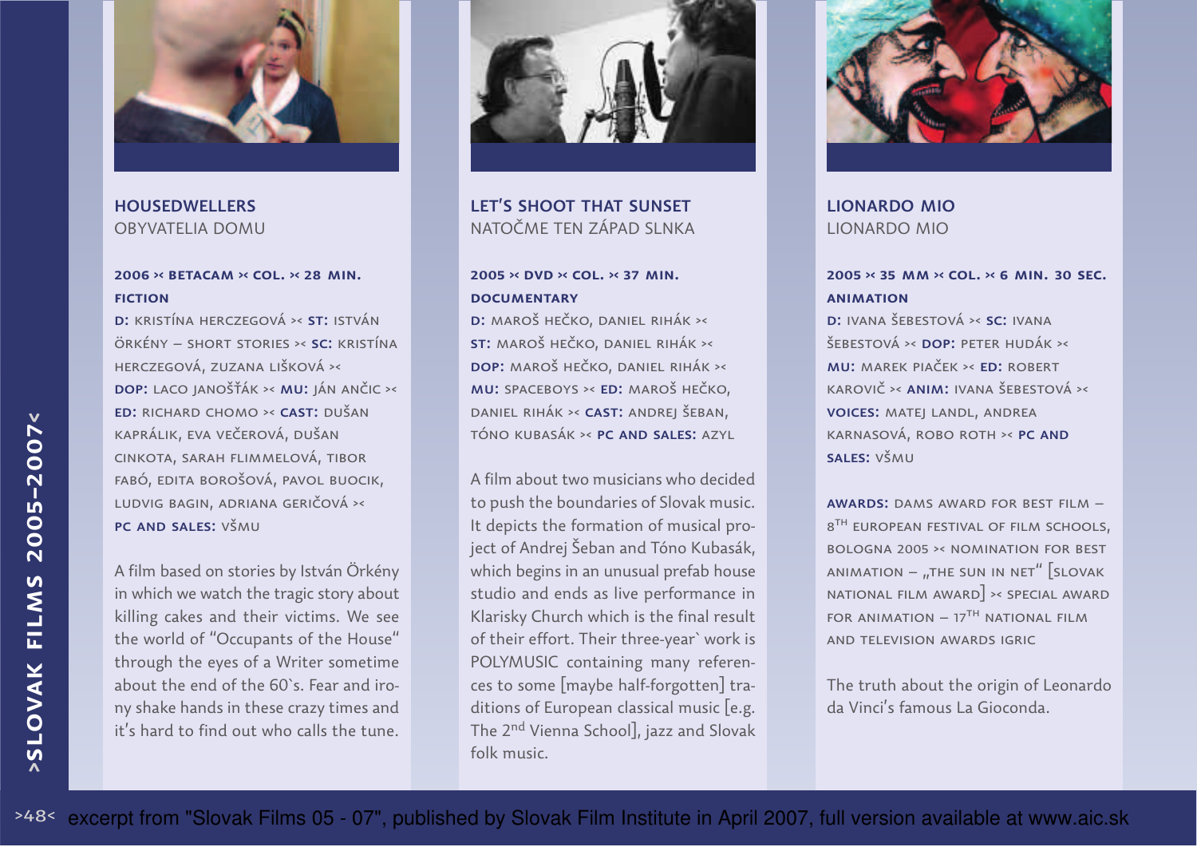## HOUSEDWELLERS
OBYVATELIA DOMU

**2006 >< BETACAM >< COL. >< 28 MIN.**
**FICTION**
**D:** KRISTÍNA HERCZEGOVÁ >< **ST:** ISTVÁN ÖRKÉNY – SHORT STORIES >< **SC:** KRISTÍNA HERCZEGOVÁ, ZUZANA LIŠKOVÁ >< **DOP:** LACO JANOŠŤÁK >< **MU:** JÁN ANČIC >< **ED:** RICHARD CHOMO >< **CAST:** DUŠAN KAPRÁLIK, EVA VEČEROVÁ, DUŠAN CINKOTA, SARAH FLIMMELOVÁ, TIBOR FABÓ, EDITA BOROŠOVÁ, PAVOL BUOCIK, LUDVIG BAGIN, ADRIANA GERIČOVÁ >< **PC AND SALES:** VŠMU

A film based on stories by István Örkény in which we watch the tragic story about killing cakes and their victims. We see the world of "Occupants of the House" through the eyes of a Writer sometime about the end of the 60`s. Fear and irony shake hands in these crazy times and it's hard to find out who calls the tune.

## LET'S SHOOT THAT SUNSET
NATOČME TEN ZÁPAD SLNKA

**2005 >< DVD >< COL. >< 37 MIN.**
**DOCUMENTARY**
**D:** MAROŠ HEČKO, DANIEL RIHÁK >< **ST:** MAROŠ HEČKO, DANIEL RIHÁK >< **DOP:** MAROŠ HEČKO, DANIEL RIHÁK >< **MU:** SPACEBOYS >< **ED:** MAROŠ HEČKO, DANIEL RIHÁK >< **CAST:** ANDREJ ŠEBAN, TÓNO KUBASÁK >< **PC AND SALES:** AZYL

A film about two musicians who decided to push the boundaries of Slovak music. It depicts the formation of musical project of Andrej Šeban and Tóno Kubasák, which begins in an unusual prefab house studio and ends as live performance in Klarisky Church which is the final result of their effort. Their three-year` work is POLYMUSIC containing many references to some [maybe half-forgotten] traditions of European classical music [e.g. The 2nd Vienna School], jazz and Slovak folk music.

## LIONARDO MIO
LIONARDO MIO

**2005 >< 35 MM >< COL. >< 6 MIN. 30 SEC.**
**ANIMATION**
**D:** IVANA ŠEBESTOVÁ >< **SC:** IVANA ŠEBESTOVÁ >< **DOP:** PETER HUDÁK >< **MU:** MAREK PIAČEK >< **ED:** ROBERT KAROVIČ >< **ANIM:** IVANA ŠEBESTOVÁ >< **VOICES:** MATEJ LANDL, ANDREA KARNASOVÁ, ROBO ROTH >< **PC AND SALES:** VŠMU

**AWARDS:** DAMS AWARD FOR BEST FILM – 8TH EUROPEAN FESTIVAL OF FILM SCHOOLS, BOLOGNA 2005 >< NOMINATION FOR BEST ANIMATION – „THE SUN IN NET" [SLOVAK NATIONAL FILM AWARD] >< SPECIAL AWARD FOR ANIMATION – 17TH NATIONAL FILM AND TELEVISION AWARDS IGRIC

The truth about the origin of Leonardo da Vinci's famous La Gioconda.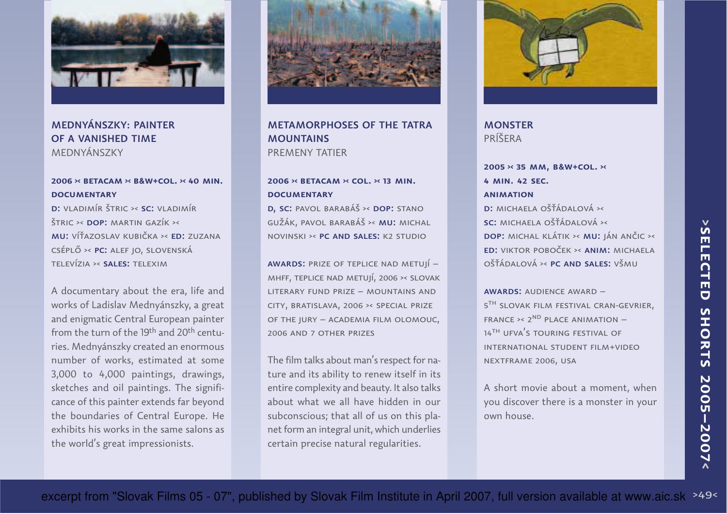## MEDNYÁNSZKY: PAINTER OF A VANISHED TIME

MEDNYÁNSZKY

**2006 >< BETACAM >< B&W+COL. >< 40 MIN.**
**DOCUMENTARY**

**D:** VLADIMÍR ŠTRIC >< **SC:** VLADIMÍR ŠTRIC >< **DOP:** MARTIN GAZÍK >< **MU:** VÍŤAZOSLAV KUBIČKA >< **ED:** ZUZANA CSÉPLŐ >< **PC:** ALEF JO, SLOVENSKÁ TELEVÍZIA >< **SALES:** TELEXIM

A documentary about the era, life and works of Ladislav Mednyánszky, a great and enigmatic Central European painter from the turn of the 19th and 20th centuries. Mednyánszky created an enormous number of works, estimated at some 3,000 to 4,000 paintings, drawings, sketches and oil paintings. The significance of this painter extends far beyond the boundaries of Central Europe. He exhibits his works in the same salons as the world's great impressionists.

## METAMORPHOSES OF THE TATRA MOUNTAINS

PREMENY TATIER

**2006 >< BETACAM >< COL. >< 13 MIN.**
**DOCUMENTARY**

**D, SC:** PAVOL BARABÁŠ >< **DOP:** STANO GUŽÁK, PAVOL BARABÁŠ >< **MU:** MICHAL NOVINSKI >< **PC AND SALES:** K2 STUDIO

**AWARDS:** PRIZE OF TEPLICE NAD METUJÍ – MHFF, TEPLICE NAD METUJÍ, 2006 >< SLOVAK LITERARY FUND PRIZE – MOUNTAINS AND CITY, BRATISLAVA, 2006 >< SPECIAL PRIZE OF THE JURY – ACADEMIA FILM OLOMOUC, 2006 AND 7 OTHER PRIZES

The film talks about man's respect for nature and its ability to renew itself in its entire complexity and beauty. It also talks about what we all have hidden in our subconscious; that all of us on this planet form an integral unit, which underlies certain precise natural regularities.

## MONSTER

PRÍŠERA

**2005 >< 35 MM, B&W+COL. >< 4 MIN. 42 SEC.**
**ANIMATION**

**D:** MICHAELA OŠŤÁDALOVÁ >< **SC:** MICHAELA OŠŤÁDALOVÁ >< **DOP:** MICHAL KLÁTIK >< **MU:** JÁN ANČIC >< **ED:** VIKTOR POBOČEK >< **ANIM:** MICHAELA OŠŤÁDALOVÁ >< **PC AND SALES:** VŠMU

**AWARDS:** AUDIENCE AWARD – 5TH SLOVAK FILM FESTIVAL CRAN-GEVRIER, FRANCE >< 2ND PLACE ANIMATION – 14TH UFVA'S TOURING FESTIVAL OF INTERNATIONAL STUDENT FILM+VIDEO NEXTFRAME 2006, USA

A short movie about a moment, when you discover there is a monster in your own house.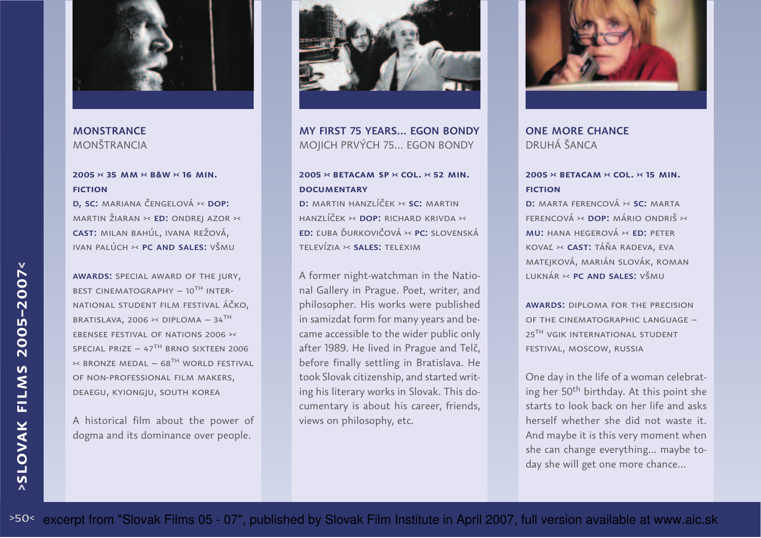## MONSTRANCE
MONŠTRANCIA

**2005 >< 35 MM >< B&W >< 16 MIN.**
**FICTION**

**D, SC:** MARIANA ČENGELOVÁ >< **DOP:** MARTIN ŽIARAN >< **ED:** ONDREJ AZOR >< **CAST:** MILAN BAHÚL, IVANA REŽOVÁ, IVAN PALÚCH >< **PC AND SALES:** VŠMU

**AWARDS:** SPECIAL AWARD OF THE JURY, BEST CINEMATOGRAPHY – 10TH INTERNATIONAL STUDENT FILM FESTIVAL ÁČKO, BRATISLAVA, 2006 >< DIPLOMA – 34TH EBENSEE FESTIVAL OF NATIONS 2006 >< SPECIAL PRIZE – 47TH BRNO SIXTEEN 2006 >< BRONZE MEDAL – 68TH WORLD FESTIVAL OF NON-PROFESSIONAL FILM MAKERS, DEAEGU, KYIONGJU, SOUTH KOREA

A historical film about the power of dogma and its dominance over people.

## MY FIRST 75 YEARS... EGON BONDY
MOJICH PRVÝCH 75... EGON BONDY

**2005 >< BETACAM SP >< COL. >< 52 MIN.**
**DOCUMENTARY**

**D:** MARTIN HANZLÍČEK >< **SC:** MARTIN HANZLÍČEK >< **DOP:** RICHARD KRIVDA >< **ED:** ĽUBA ĎURKOVIČOVÁ >< **PC:** SLOVENSKÁ TELEVÍZIA >< **SALES:** TELEXIM

A former night-watchman in the National Gallery in Prague. Poet, writer, and philosopher. His works were published in samizdat form for many years and became accessible to the wider public only after 1989. He lived in Prague and Telč, before finally settling in Bratislava. He took Slovak citizenship, and started writing his literary works in Slovak. This documentary is about his career, friends, views on philosophy, etc.

## ONE MORE CHANCE
DRUHÁ ŠANCA

**2005 >< BETACAM >< COL. >< 15 MIN.**
**FICTION**

**D:** MARTA FERENCOVÁ >< **SC:** MARTA FERENCOVÁ >< **DOP:** MÁRIO ONDRIŠ >< **MU:** HANA HEGEROVÁ >< **ED:** PETER KOVAĽ >< **CAST:** TÁŇA RADEVA, EVA MATEJKOVÁ, MARIÁN SLOVÁK, ROMAN LUKNÁR >< **PC AND SALES:** VŠMU

**AWARDS:** DIPLOMA FOR THE PRECISION OF THE CINEMATOGRAPHIC LANGUAGE – 25TH VGIK INTERNATIONAL STUDENT FESTIVAL, MOSCOW, RUSSIA

One day in the life of a woman celebrating her 50th birthday. At this point she starts to look back on her life and asks herself whether she did not waste it. And maybe it is this very moment when she can change everything... maybe today she will get one more chance...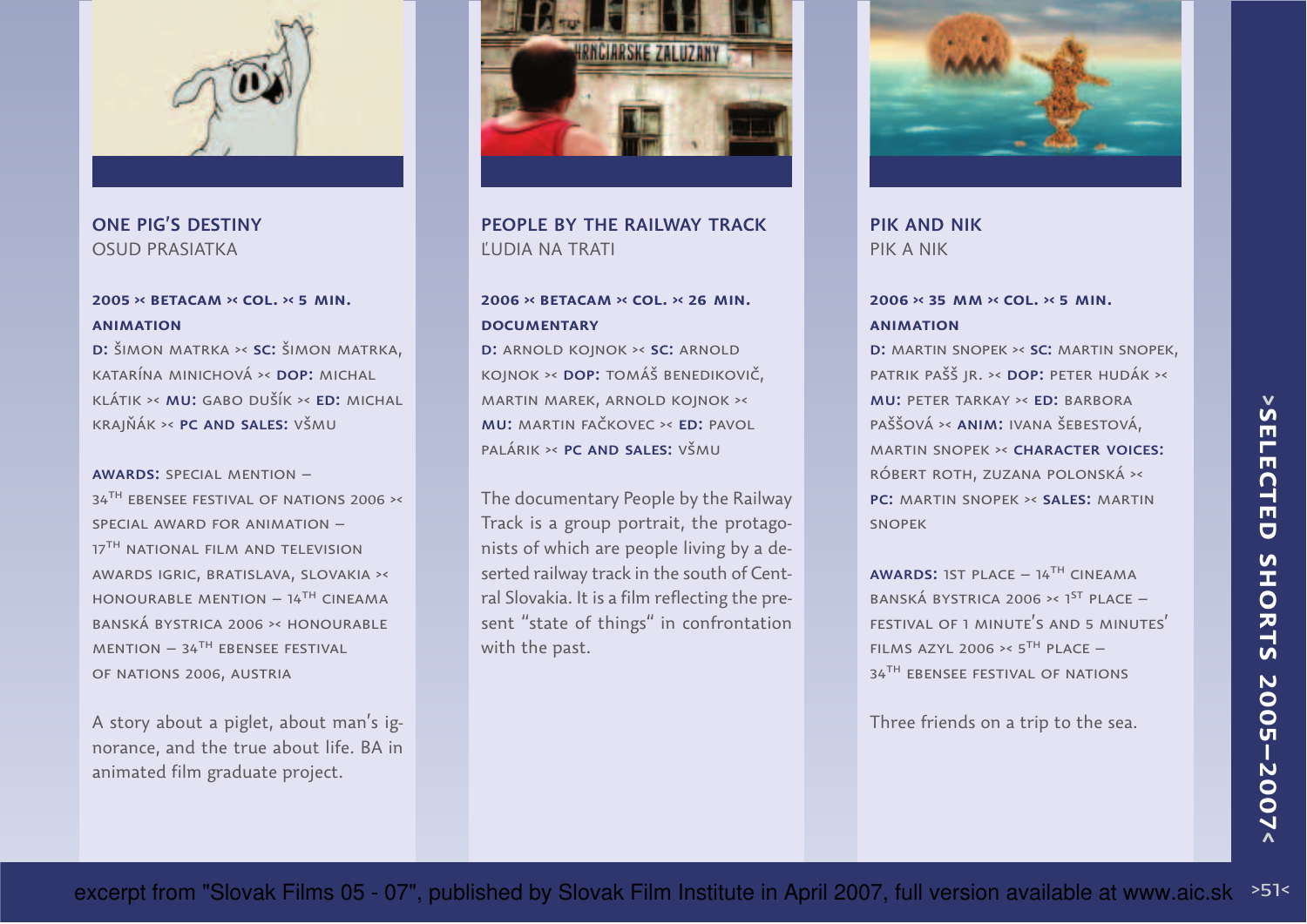## ONE PIG'S DESTINY
OSUD PRASIATKA

**2005 >< BETACAM >< COL. >< 5 MIN.**
**ANIMATION**

**D:** ŠIMON MATRKA >< **SC:** ŠIMON MATRKA, KATARÍNA MINICHOVÁ >< **DOP:** MICHAL KLÁTIK >< **MU:** GABO DUŠÍK >< **ED:** MICHAL KRAJŇÁK >< **PC AND SALES:** VŠMU

**AWARDS:** SPECIAL MENTION – 34TH EBENSEE FESTIVAL OF NATIONS 2006 >< SPECIAL AWARD FOR ANIMATION – 17TH NATIONAL FILM AND TELEVISION AWARDS IGRIC, BRATISLAVA, SLOVAKIA >< HONOURABLE MENTION – 14TH CINEAMA BANSKÁ BYSTRICA 2006 >< HONOURABLE MENTION – 34TH EBENSEE FESTIVAL OF NATIONS 2006, AUSTRIA

A story about a piglet, about man's ignorance, and the true about life. BA in animated film graduate project.

## PEOPLE BY THE RAILWAY TRACK
ĽUDIA NA TRATI

**2006 >< BETACAM >< COL. >< 26 MIN.**
**DOCUMENTARY**

**D:** ARNOLD KOJNOK >< **SC:** ARNOLD KOJNOK >< **DOP:** TOMÁŠ BENEDIKOVIČ, MARTIN MAREK, ARNOLD KOJNOK >< **MU:** MARTIN FAČKOVEC >< **ED:** PAVOL PALÁRIK >< **PC AND SALES:** VŠMU

The documentary People by the Railway Track is a group portrait, the protagonists of which are people living by a deserted railway track in the south of Central Slovakia. It is a film reflecting the present "state of things" in confrontation with the past.

## PIK AND NIK
PIK A NIK

**2006 >< 35 MM >< COL. >< 5 MIN.**
**ANIMATION**

**D:** MARTIN SNOPEK >< **SC:** MARTIN SNOPEK, PATRIK PAŠŠ JR. >< **DOP:** PETER HUDÁK >< **MU:** PETER TARKAY >< **ED:** BARBORA PAŠŠOVÁ >< **ANIM:** IVANA ŠEBESTOVÁ, MARTIN SNOPEK >< **CHARACTER VOICES:** RÓBERT ROTH, ZUZANA POLONSKÁ >< **PC:** MARTIN SNOPEK >< **SALES:** MARTIN SNOPEK

**AWARDS:** 1ST PLACE – 14TH CINEAMA BANSKÁ BYSTRICA 2006 >< 1ST PLACE – FESTIVAL OF 1 MINUTE'S AND 5 MINUTES' FILMS AZYL 2006 >< 5TH PLACE – 34TH EBENSEE FESTIVAL OF NATIONS

Three friends on a trip to the sea.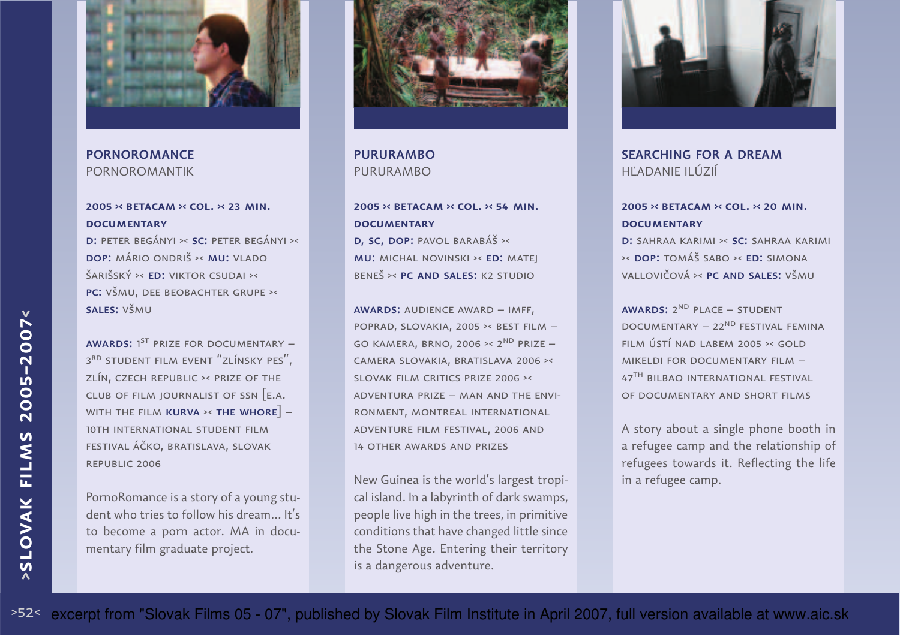## PORNOROMANCE
PORNOROMANTIK

**2005 >< BETACAM >< COL. >< 23 MIN.**
**DOCUMENTARY**

**D:** PETER BEGÁNYI >< **SC:** PETER BEGÁNYI >< **DOP:** MÁRIO ONDRIŠ >< **MU:** VLADO ŠARIŠSKÝ >< **ED:** VIKTOR CSUDAI >< **PC:** VŠMU, DEE BEOBACHTER GRUPE >< **SALES:** VŠMU

**AWARDS:** 1ST PRIZE FOR DOCUMENTARY – 3RD STUDENT FILM EVENT "ZLÍNSKY PES", ZLÍN, CZECH REPUBLIC >< PRIZE OF THE CLUB OF FILM JOURNALIST OF SSN [E.A. WITH THE FILM **KURVA** >< **THE WHORE**] – 10TH INTERNATIONAL STUDENT FILM FESTIVAL ÁČKO, BRATISLAVA, SLOVAK REPUBLIC 2006

PornoRomance is a story of a young student who tries to follow his dream... It's to become a porn actor. MA in documentary film graduate project.

## PURURAMBO
PURURAMBO

**2005 >< BETACAM >< COL. >< 54 MIN.**
**DOCUMENTARY**

**D, SC, DOP:** PAVOL BARABÁŠ >< **MU:** MICHAL NOVINSKI >< **ED:** MATEJ BENEŠ >< **PC AND SALES:** K2 STUDIO

**AWARDS:** AUDIENCE AWARD – IMFF, POPRAD, SLOVAKIA, 2005 >< BEST FILM – GO KAMERA, BRNO, 2006 >< 2ND PRIZE – CAMERA SLOVAKIA, BRATISLAVA 2006 >< SLOVAK FILM CRITICS PRIZE 2006 >< ADVENTURA PRIZE – MAN AND THE ENVIRONMENT, MONTREAL INTERNATIONAL ADVENTURE FILM FESTIVAL, 2006 AND 14 OTHER AWARDS AND PRIZES

New Guinea is the world's largest tropical island. In a labyrinth of dark swamps, people live high in the trees, in primitive conditions that have changed little since the Stone Age. Entering their territory is a dangerous adventure.

## SEARCHING FOR A DREAM
HĽADANIE ILÚZIÍ

**2005 >< BETACAM >< COL. >< 20 MIN.**
**DOCUMENTARY**

**D:** SAHRAA KARIMI >< **SC:** SAHRAA KARIMI >< **DOP:** TOMÁŠ SABO >< **ED:** SIMONA VALLOVIČOVÁ >< **PC AND SALES:** VŠMU

**AWARDS:** 2ND PLACE – STUDENT DOCUMENTARY – 22ND FESTIVAL FEMINA FILM ÚSTÍ NAD LABEM 2005 >< GOLD MIKELDI FOR DOCUMENTARY FILM – 47TH BILBAO INTERNATIONAL FESTIVAL OF DOCUMENTARY AND SHORT FILMS

A story about a single phone booth in a refugee camp and the relationship of refugees towards it. Reflecting the life in a refugee camp.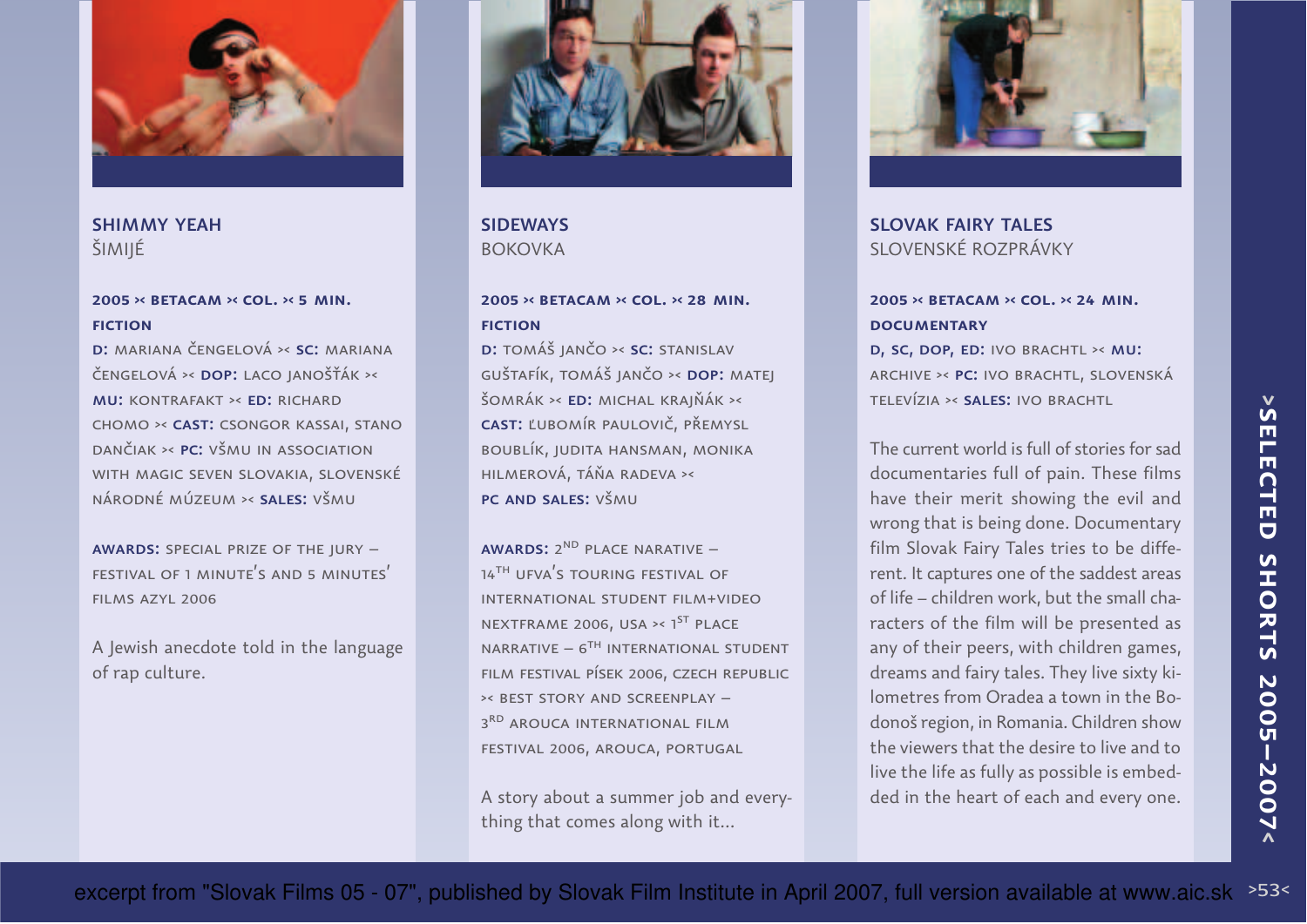## SHIMMY YEAH
ŠIMIJÉ

**2005 >< BETACAM >< COL. >< 5 MIN.**
**FICTION**
**D:** MARIANA ČENGELOVÁ >< **SC:** MARIANA ČENGELOVÁ >< **DOP:** LACO JANOŠŤÁK >< **MU:** KONTRAFAKT >< **ED:** RICHARD CHOMO >< **CAST:** CSONGOR KASSAI, STANO DANČIAK >< **PC:** VŠMU IN ASSOCIATION WITH MAGIC SEVEN SLOVAKIA, SLOVENSKÉ NÁRODNÉ MÚZEUM >< **SALES:** VŠMU

**AWARDS:** SPECIAL PRIZE OF THE JURY – FESTIVAL OF 1 MINUTE'S AND 5 MINUTES' FILMS AZYL 2006

A Jewish anecdote told in the language of rap culture.

## SIDEWAYS
BOKOVKA

**2005 >< BETACAM >< COL. >< 28 MIN.**
**FICTION**
**D:** TOMÁŠ JANČO >< **SC:** STANISLAV GUŠTAFÍK, TOMÁŠ JANČO >< **DOP:** MATEJ ŠOMRÁK >< **ED:** MICHAL KRAJŇÁK >< **CAST:** ĽUBOMÍR PAULOVIČ, PŘEMYSL BOUBLÍK, JUDITA HANSMAN, MONIKA HILMEROVÁ, TÁŇA RADEVA >< **PC AND SALES:** VŠMU

**AWARDS:** 2ND PLACE NARATIVE – 14TH UFVA'S TOURING FESTIVAL OF INTERNATIONAL STUDENT FILM+VIDEO NEXTFRAME 2006, USA >< 1ST PLACE NARRATIVE – 6TH INTERNATIONAL STUDENT FILM FESTIVAL PÍSEK 2006, CZECH REPUBLIC >< BEST STORY AND SCREENPLAY – 3RD AROUCA INTERNATIONAL FILM FESTIVAL 2006, AROUCA, PORTUGAL

A story about a summer job and everything that comes along with it...

## SLOVAK FAIRY TALES
SLOVENSKÉ ROZPRÁVKY

**2005 >< BETACAM >< COL. >< 24 MIN.**
**DOCUMENTARY**
**D, SC, DOP, ED:** IVO BRACHTL >< **MU:** ARCHIVE >< **PC:** IVO BRACHTL, SLOVENSKÁ TELEVÍZIA >< **SALES:** IVO BRACHTL

The current world is full of stories for sad documentaries full of pain. These films have their merit showing the evil and wrong that is being done. Documentary film Slovak Fairy Tales tries to be different. It captures one of the saddest areas of life – children work, but the small characters of the film will be presented as any of their peers, with children games, dreams and fairy tales. They live sixty kilometres from Oradea a town in the Bodonoš region, in Romania. Children show the viewers that the desire to live and to live the life as fully as possible is embedded in the heart of each and every one.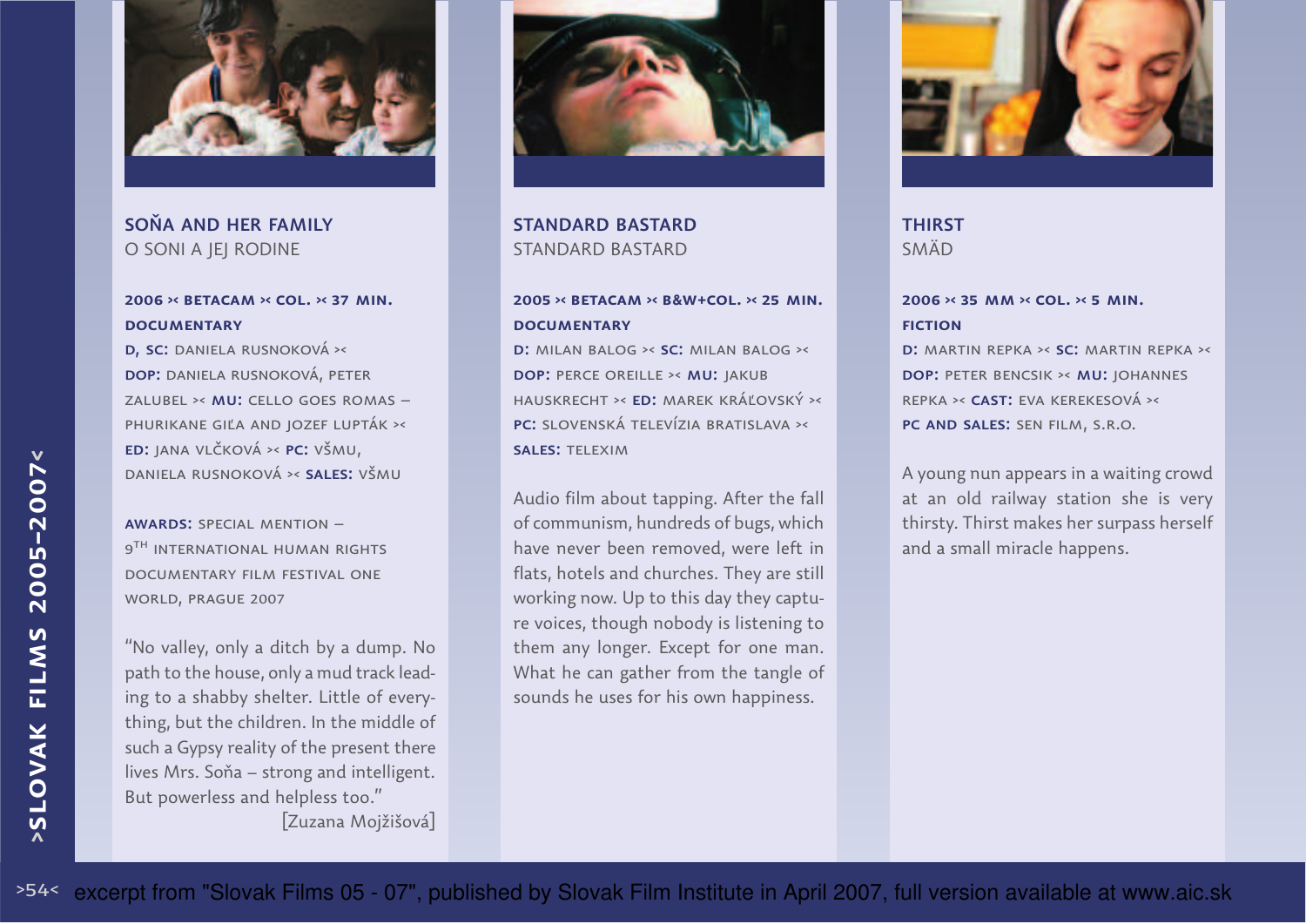## SOŇA AND HER FAMILY
O SONI A JEJ RODINE

**2006 >< BETACAM >< COL. >< 37 MIN.**
**DOCUMENTARY**

**D, SC:** DANIELA RUSNOKOVÁ >< **DOP:** DANIELA RUSNOKOVÁ, PETER ZALUBEL >< **MU:** CELLO GOES ROMAS – PHURIKANE GIĽA AND JOZEF LUPTÁK >< **ED:** JANA VLČKOVÁ >< **PC:** VŠMU, DANIELA RUSNOKOVÁ >< **SALES:** VŠMU

**AWARDS:** SPECIAL MENTION – 9TH INTERNATIONAL HUMAN RIGHTS DOCUMENTARY FILM FESTIVAL ONE WORLD, PRAGUE 2007

"No valley, only a ditch by a dump. No path to the house, only a mud track leading to a shabby shelter. Little of everything, but the children. In the middle of such a Gypsy reality of the present there lives Mrs. Soňa – strong and intelligent. But powerless and helpless too."
[Zuzana Mojžišová]

## STANDARD BASTARD
STANDARD BASTARD

**2005 >< BETACAM >< B&W+COL. >< 25 MIN.**
**DOCUMENTARY**

**D:** MILAN BALOG >< **SC:** MILAN BALOG >< **DOP:** PERCE OREILLE >< **MU:** JAKUB HAUSKRECHT >< **ED:** MAREK KRÁĽOVSKÝ >< **PC:** SLOVENSKÁ TELEVÍZIA BRATISLAVA >< **SALES:** TELEXIM

Audio film about tapping. After the fall of communism, hundreds of bugs, which have never been removed, were left in flats, hotels and churches. They are still working now. Up to this day they capture voices, though nobody is listening to them any longer. Except for one man. What he can gather from the tangle of sounds he uses for his own happiness.

## THIRST
SMÄD

**2006 >< 35 MM >< COL. >< 5 MIN.**
**FICTION**

**D:** MARTIN REPKA >< **SC:** MARTIN REPKA >< **DOP:** PETER BENCSIK >< **MU:** JOHANNES REPKA >< **CAST:** EVA KEREKESOVÁ >< **PC AND SALES:** SEN FILM, S.R.O.

A young nun appears in a waiting crowd at an old railway station she is very thirsty. Thirst makes her surpass herself and a small miracle happens.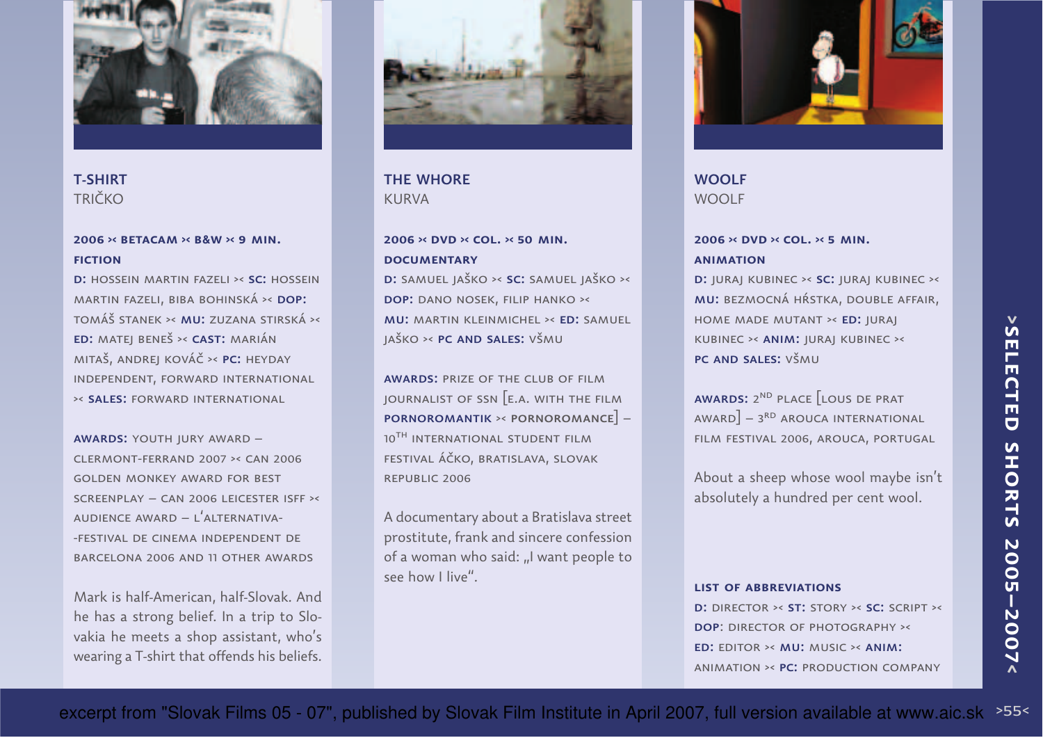## T-SHIRT
TRIČKO

**2006 >< BETACAM >< B&W >< 9 MIN.**
**FICTION**

**D:** HOSSEIN MARTIN FAZELI >< **SC:** HOSSEIN MARTIN FAZELI, BIBA BOHINSKÁ >< **DOP:** TOMÁŠ STANEK >< **MU:** ZUZANA STIRSKÁ >< **ED:** MATEJ BENEŠ >< **CAST:** MARIÁN MITAŠ, ANDREJ KOVÁČ >< **PC:** HEYDAY INDEPENDENT, FORWARD INTERNATIONAL >< **SALES:** FORWARD INTERNATIONAL

**AWARDS:** YOUTH JURY AWARD – CLERMONT-FERRAND 2007 >< CAN 2006 GOLDEN MONKEY AWARD FOR BEST SCREENPLAY – CAN 2006 LEICESTER ISFF >< AUDIENCE AWARD – L'ALTERNATIVA--FESTIVAL DE CINEMA INDEPENDENT DE BARCELONA 2006 AND 11 OTHER AWARDS

Mark is half-American, half-Slovak. And he has a strong belief. In a trip to Slovakia he meets a shop assistant, who's wearing a T-shirt that offends his beliefs.

## THE WHORE
KURVA

**2006 >< DVD >< COL. >< 50 MIN.**
**DOCUMENTARY**

**D:** SAMUEL JAŠKO >< **SC:** SAMUEL JAŠKO >< **DOP:** DANO NOSEK, FILIP HANKO >< **MU:** MARTIN KLEINMICHEL >< **ED:** SAMUEL JAŠKO >< **PC AND SALES:** VŠMU

**AWARDS:** PRIZE OF THE CLUB OF FILM JOURNALIST OF SSN [E.A. WITH THE FILM **PORNOROMANTIK** >< **PORNOROMANCE**] – 10TH INTERNATIONAL STUDENT FILM FESTIVAL ÁČKO, BRATISLAVA, SLOVAK REPUBLIC 2006

A documentary about a Bratislava street prostitute, frank and sincere confession of a woman who said: „I want people to see how I live".

## WOOLF
WOOLF

**2006 >< DVD >< COL. >< 5 MIN.**
**ANIMATION**

**D:** JURAJ KUBINEC >< **SC:** JURAJ KUBINEC >< **MU:** BEZMOCNÁ HŔSTKA, DOUBLE AFFAIR, HOME MADE MUTANT >< **ED:** JURAJ KUBINEC >< **ANIM:** JURAJ KUBINEC >< **PC AND SALES:** VŠMU

**AWARDS:** 2ND PLACE [LOUS DE PRAT AWARD] – 3RD AROUCA INTERNATIONAL FILM FESTIVAL 2006, AROUCA, PORTUGAL

About a sheep whose wool maybe isn't absolutely a hundred per cent wool.

**LIST OF ABBREVIATIONS**

**D:** DIRECTOR >< **ST:** STORY >< **SC:** SCRIPT >< **DOP:** DIRECTOR OF PHOTOGRAPHY >< **ED:** EDITOR >< **MU:** MUSIC >< **ANIM:** ANIMATION >< **PC:** PRODUCTION COMPANY